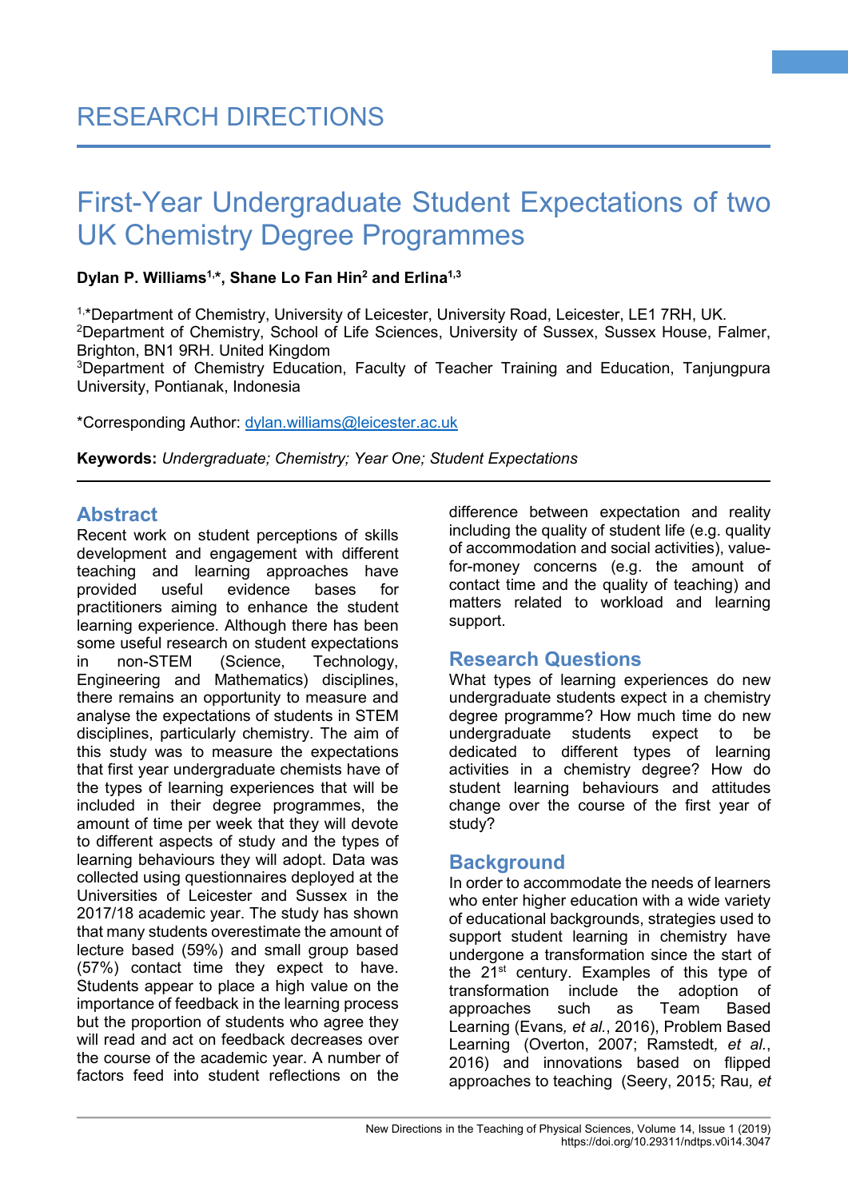# RESEARCH DIRECTIONS

# First-Year Undergraduate Student Expectations of two UK Chemistry Degree Programmes

**Dylan P. Williams[1,*], Shane Lo Fan Hin[2] and Erlina[1,3]**

[1,*]Department of Chemistry, University of Leicester, University Road, Leicester, LE1 7RH, UK.
[2]Department of Chemistry, School of Life Sciences, University of Sussex, Sussex House, Falmer, Brighton, BN1 9RH. United Kingdom
[3]Department of Chemistry Education, Faculty of Teacher Training and Education, Tanjungpura University, Pontianak, Indonesia

*Corresponding Author: dylan.williams@leicester.ac.uk

**Keywords:** *Undergraduate; Chemistry; Year One; Student Expectations*

## Abstract

Recent work on student perceptions of skills development and engagement with different teaching and learning approaches have provided useful evidence bases for practitioners aiming to enhance the student learning experience. Although there has been some useful research on student expectations in non-STEM (Science, Technology, Engineering and Mathematics) disciplines, there remains an opportunity to measure and analyse the expectations of students in STEM disciplines, particularly chemistry. The aim of this study was to measure the expectations that first year undergraduate chemists have of the types of learning experiences that will be included in their degree programmes, the amount of time per week that they will devote to different aspects of study and the types of learning behaviours they will adopt. Data was collected using questionnaires deployed at the Universities of Leicester and Sussex in the 2017/18 academic year. The study has shown that many students overestimate the amount of lecture based (59%) and small group based (57%) contact time they expect to have. Students appear to place a high value on the importance of feedback in the learning process but the proportion of students who agree they will read and act on feedback decreases over the course of the academic year. A number of factors feed into student reflections on the difference between expectation and reality including the quality of student life (e.g. quality of accommodation and social activities), value-for-money concerns (e.g. the amount of contact time and the quality of teaching) and matters related to workload and learning support.

## Research Questions

What types of learning experiences do new undergraduate students expect in a chemistry degree programme? How much time do new undergraduate students expect to be dedicated to different types of learning activities in a chemistry degree? How do student learning behaviours and attitudes change over the course of the first year of study?

## Background

In order to accommodate the needs of learners who enter higher education with a wide variety of educational backgrounds, strategies used to support student learning in chemistry have undergone a transformation since the start of the 21st century. Examples of this type of transformation include the adoption of approaches such as Team Based Learning (Evans*, et al.*, 2016), Problem Based Learning (Overton, 2007; Ramstedt*, et al.*, 2016) and innovations based on flipped approaches to teaching (Seery, 2015; Rau*, et*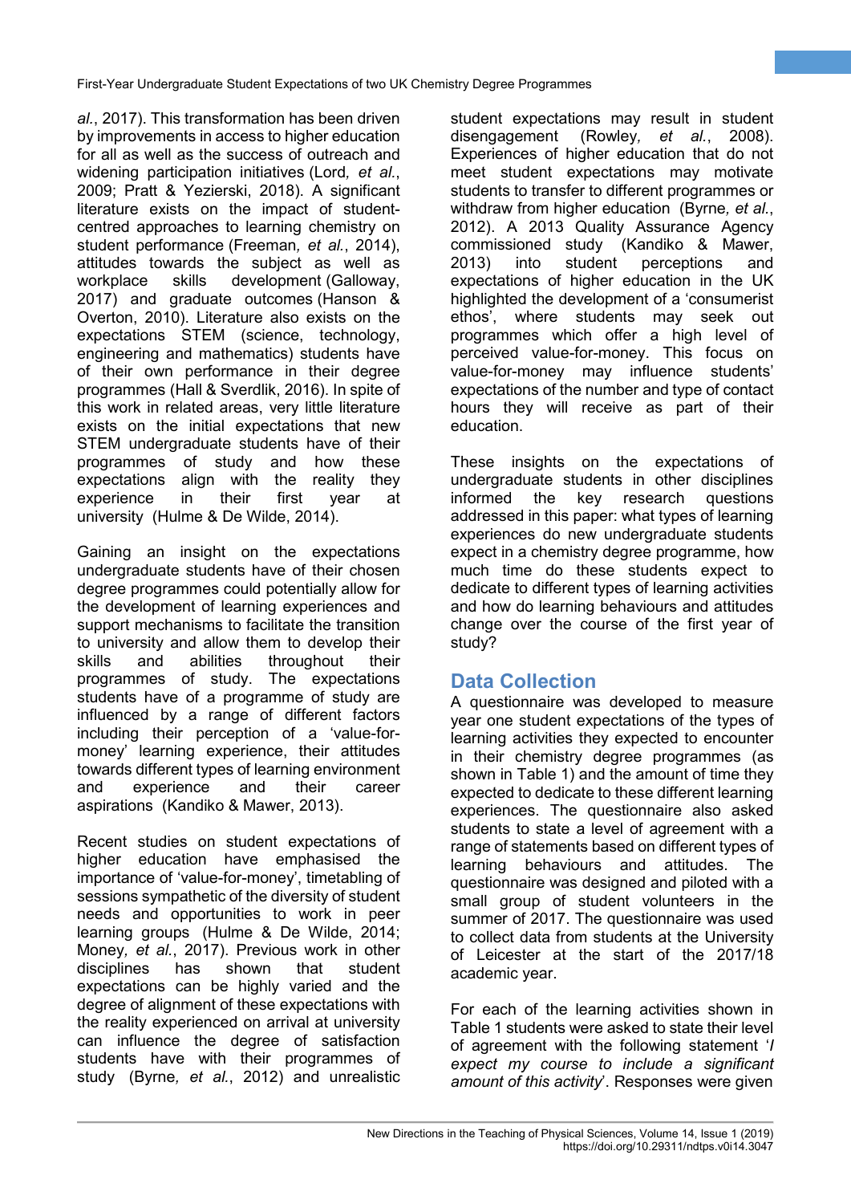*al.*, 2017). This transformation has been driven by improvements in access to higher education for all as well as the success of outreach and widening participation initiatives (Lord*, et al.*, 2009; Pratt & Yezierski, 2018). A significant literature exists on the impact of student-centred approaches to learning chemistry on student performance (Freeman*, et al.*, 2014), attitudes towards the subject as well as workplace skills development (Galloway, 2017) and graduate outcomes (Hanson & Overton, 2010). Literature also exists on the expectations STEM (science, technology, engineering and mathematics) students have of their own performance in their degree programmes (Hall & Sverdlik, 2016). In spite of this work in related areas, very little literature exists on the initial expectations that new STEM undergraduate students have of their programmes of study and how these expectations align with the reality they experience in their first year at university (Hulme & De Wilde, 2014).

Gaining an insight on the expectations undergraduate students have of their chosen degree programmes could potentially allow for the development of learning experiences and support mechanisms to facilitate the transition to university and allow them to develop their skills and abilities throughout their programmes of study. The expectations students have of a programme of study are influenced by a range of different factors including their perception of a 'value-for-money' learning experience, their attitudes towards different types of learning environment and experience and their career aspirations (Kandiko & Mawer, 2013).

Recent studies on student expectations of higher education have emphasised the importance of 'value-for-money', timetabling of sessions sympathetic of the diversity of student needs and opportunities to work in peer learning groups (Hulme & De Wilde, 2014; Money*, et al.*, 2017). Previous work in other disciplines has shown that student expectations can be highly varied and the degree of alignment of these expectations with the reality experienced on arrival at university can influence the degree of satisfaction students have with their programmes of study (Byrne*, et al.*, 2012) and unrealistic student expectations may result in student disengagement (Rowley*, et al.*, 2008). Experiences of higher education that do not meet student expectations may motivate students to transfer to different programmes or withdraw from higher education (Byrne*, et al.*, 2012). A 2013 Quality Assurance Agency commissioned study (Kandiko & Mawer, 2013) into student perceptions and expectations of higher education in the UK highlighted the development of a 'consumerist ethos', where students may seek out programmes which offer a high level of perceived value-for-money. This focus on value-for-money may influence students' expectations of the number and type of contact hours they will receive as part of their education.

These insights on the expectations of undergraduate students in other disciplines informed the key research questions addressed in this paper: what types of learning experiences do new undergraduate students expect in a chemistry degree programme, how much time do these students expect to dedicate to different types of learning activities and how do learning behaviours and attitudes change over the course of the first year of study?

## Data Collection

A questionnaire was developed to measure year one student expectations of the types of learning activities they expected to encounter in their chemistry degree programmes (as shown in Table 1) and the amount of time they expected to dedicate to these different learning experiences. The questionnaire also asked students to state a level of agreement with a range of statements based on different types of learning behaviours and attitudes. The questionnaire was designed and piloted with a small group of student volunteers in the summer of 2017. The questionnaire was used to collect data from students at the University of Leicester at the start of the 2017/18 academic year.

For each of the learning activities shown in Table 1 students were asked to state their level of agreement with the following statement '*I expect my course to include a significant amount of this activity*'. Responses were given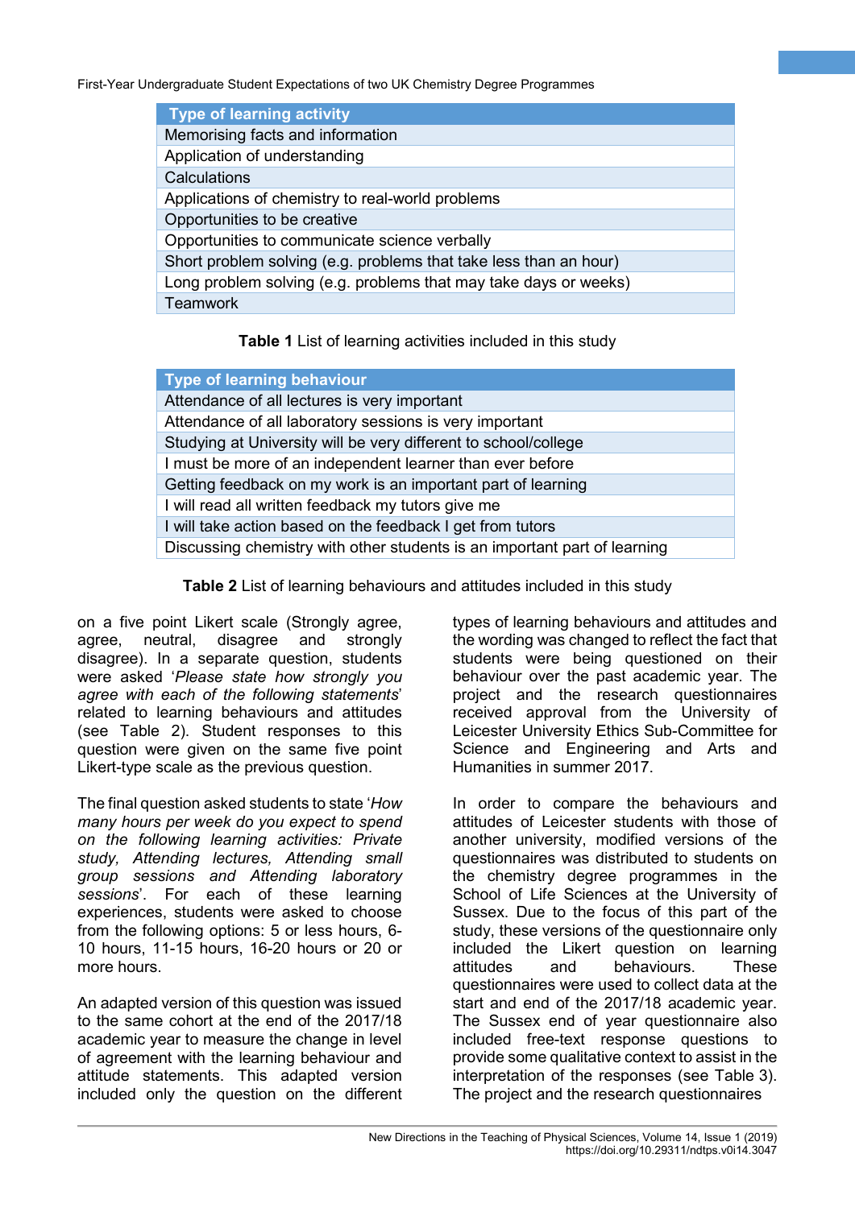| Type of learning activity |
|---|
| Memorising facts and information |
| Application of understanding |
| Calculations |
| Applications of chemistry to real-world problems |
| Opportunities to be creative |
| Opportunities to communicate science verbally |
| Short problem solving (e.g. problems that take less than an hour) |
| Long problem solving (e.g. problems that may take days or weeks) |
| Teamwork |

**Table 1** List of learning activities included in this study

| Type of learning behaviour |
|---|
| Attendance of all lectures is very important |
| Attendance of all laboratory sessions is very important |
| Studying at University will be very different to school/college |
| I must be more of an independent learner than ever before |
| Getting feedback on my work is an important part of learning |
| I will read all written feedback my tutors give me |
| I will take action based on the feedback I get from tutors |
| Discussing chemistry with other students is an important part of learning |

**Table 2** List of learning behaviours and attitudes included in this study

on a five point Likert scale (Strongly agree, agree, neutral, disagree and strongly disagree). In a separate question, students were asked '*Please state how strongly you agree with each of the following statements*' related to learning behaviours and attitudes (see Table 2). Student responses to this question were given on the same five point Likert-type scale as the previous question.

The final question asked students to state '*How many hours per week do you expect to spend on the following learning activities: Private study, Attending lectures, Attending small group sessions and Attending laboratory sessions*'. For each of these learning experiences, students were asked to choose from the following options: 5 or less hours, 6-10 hours, 11-15 hours, 16-20 hours or 20 or more hours.

An adapted version of this question was issued to the same cohort at the end of the 2017/18 academic year to measure the change in level of agreement with the learning behaviour and attitude statements. This adapted version included only the question on the different types of learning behaviours and attitudes and the wording was changed to reflect the fact that students were being questioned on their behaviour over the past academic year. The project and the research questionnaires received approval from the University of Leicester University Ethics Sub-Committee for Science and Engineering and Arts and Humanities in summer 2017.

In order to compare the behaviours and attitudes of Leicester students with those of another university, modified versions of the questionnaires was distributed to students on the chemistry degree programmes in the School of Life Sciences at the University of Sussex. Due to the focus of this part of the study, these versions of the questionnaire only included the Likert question on learning attitudes and behaviours. These questionnaires were used to collect data at the start and end of the 2017/18 academic year. The Sussex end of year questionnaire also included free-text response questions to provide some qualitative context to assist in the interpretation of the responses (see Table 3). The project and the research questionnaires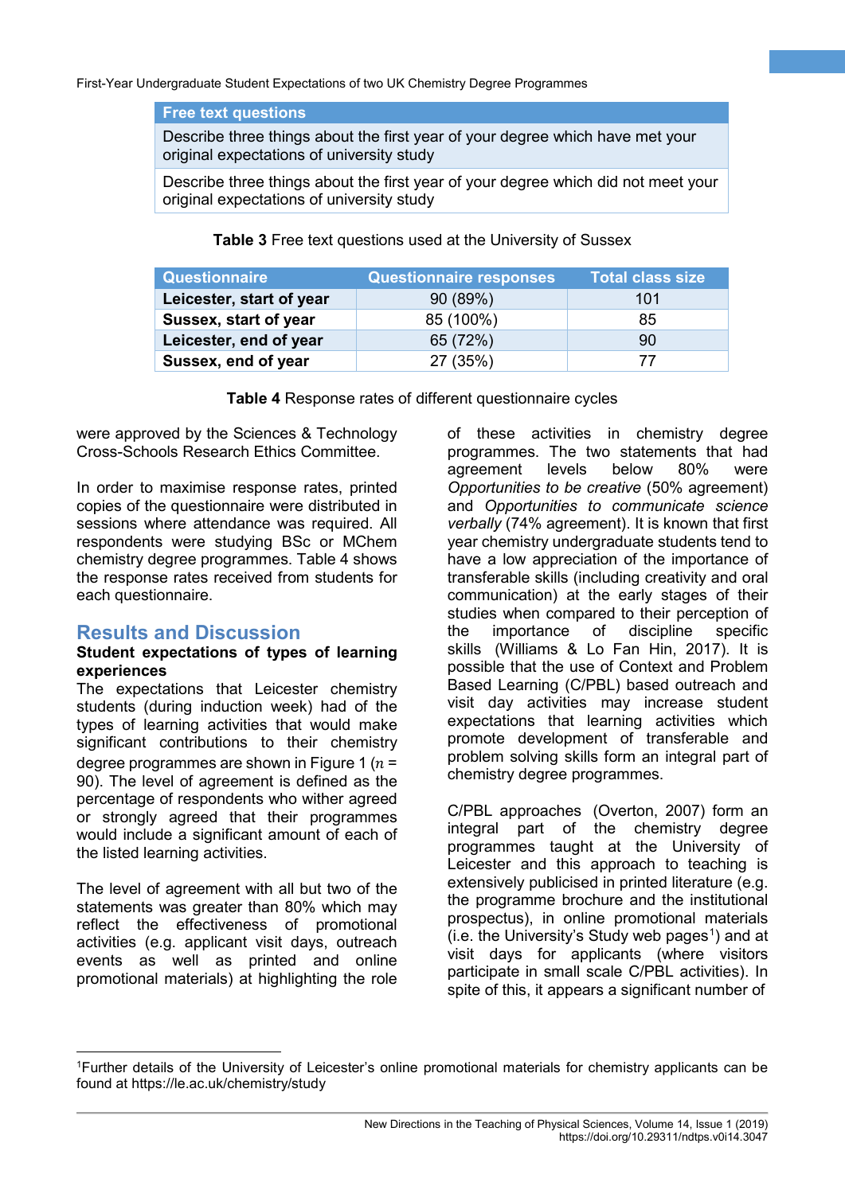| Free text questions |
| --- |
| Describe three things about the first year of your degree which have met your original expectations of university study |
| Describe three things about the first year of your degree which did not meet your original expectations of university study |

**Table 3** Free text questions used at the University of Sussex

| Questionnaire | Questionnaire responses | Total class size |
| --- | --- | --- |
| **Leicester, start of year** | 90 (89%) | 101 |
| **Sussex, start of year** | 85 (100%) | 85 |
| **Leicester, end of year** | 65 (72%) | 90 |
| **Sussex, end of year** | 27 (35%) | 77 |

**Table 4** Response rates of different questionnaire cycles

were approved by the Sciences & Technology Cross-Schools Research Ethics Committee.

In order to maximise response rates, printed copies of the questionnaire were distributed in sessions where attendance was required. All respondents were studying BSc or MChem chemistry degree programmes. Table 4 shows the response rates received from students for each questionnaire.

## Results and Discussion

### Student expectations of types of learning experiences

The expectations that Leicester chemistry students (during induction week) had of the types of learning activities that would make significant contributions to their chemistry degree programmes are shown in Figure 1 ($n$ = 90). The level of agreement is defined as the percentage of respondents who wither agreed or strongly agreed that their programmes would include a significant amount of each of the listed learning activities.

The level of agreement with all but two of the statements was greater than 80% which may reflect the effectiveness of promotional activities (e.g. applicant visit days, outreach events as well as printed and online promotional materials) at highlighting the role of these activities in chemistry degree programmes. The two statements that had agreement levels below 80% were *Opportunities to be creative* (50% agreement) and *Opportunities to communicate science verbally* (74% agreement). It is known that first year chemistry undergraduate students tend to have a low appreciation of the importance of transferable skills (including creativity and oral communication) at the early stages of their studies when compared to their perception of the importance of discipline specific skills (Williams & Lo Fan Hin, 2017). It is possible that the use of Context and Problem Based Learning (C/PBL) based outreach and visit day activities may increase student expectations that learning activities which promote development of transferable and problem solving skills form an integral part of chemistry degree programmes.

C/PBL approaches (Overton, 2007) form an integral part of the chemistry degree programmes taught at the University of Leicester and this approach to teaching is extensively publicised in printed literature (e.g. the programme brochure and the institutional prospectus), in online promotional materials (i.e. the University's Study web pages[1]) and at visit days for applicants (where visitors participate in small scale C/PBL activities). In spite of this, it appears a significant number of

[1]Further details of the University of Leicester's online promotional materials for chemistry applicants can be found at https://le.ac.uk/chemistry/study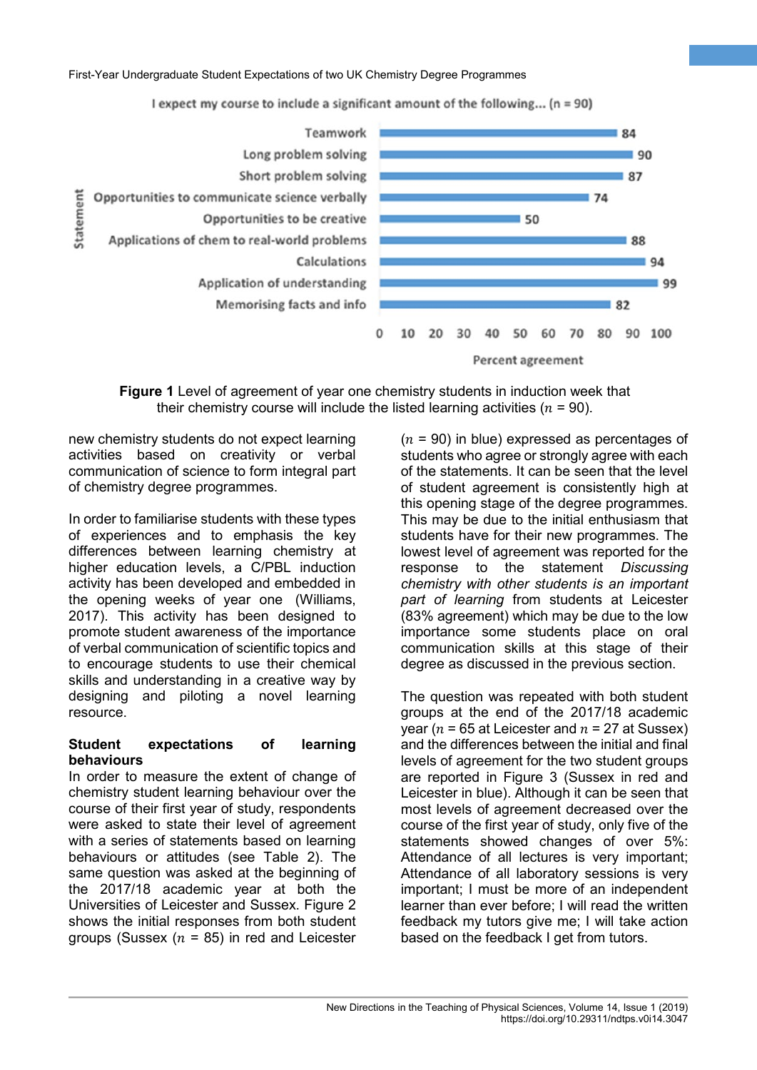I expect my course to include a significant amount of the following... (n = 90)

| Statement | Percent agreement |
|---|---|
| Teamwork | 84 |
| Long problem solving | 90 |
| Short problem solving | 87 |
| Opportunities to communicate science verbally | 74 |
| Opportunities to be creative | 50 |
| Applications of chem to real-world problems | 88 |
| Calculations | 94 |
| Application of understanding | 99 |
| Memorising facts and info | 82 |

**Figure 1** Level of agreement of year one chemistry students in induction week that their chemistry course will include the listed learning activities ($n$ = 90).

new chemistry students do not expect learning activities based on creativity or verbal communication of science to form integral part of chemistry degree programmes.

In order to familiarise students with these types of experiences and to emphasis the key differences between learning chemistry at higher education levels, a C/PBL induction activity has been developed and embedded in the opening weeks of year one (Williams, 2017). This activity has been designed to promote student awareness of the importance of verbal communication of scientific topics and to encourage students to use their chemical skills and understanding in a creative way by designing and piloting a novel learning resource.

## Student expectations of learning behaviours

In order to measure the extent of change of chemistry student learning behaviour over the course of their first year of study, respondents were asked to state their level of agreement with a series of statements based on learning behaviours or attitudes (see Table 2). The same question was asked at the beginning of the 2017/18 academic year at both the Universities of Leicester and Sussex. Figure 2 shows the initial responses from both student groups (Sussex ($n$ = 85) in red and Leicester ($n$ = 90) in blue) expressed as percentages of students who agree or strongly agree with each of the statements. It can be seen that the level of student agreement is consistently high at this opening stage of the degree programmes. This may be due to the initial enthusiasm that students have for their new programmes. The lowest level of agreement was reported for the response to the statement *Discussing chemistry with other students is an important part of learning* from students at Leicester (83% agreement) which may be due to the low importance some students place on oral communication skills at this stage of their degree as discussed in the previous section.

The question was repeated with both student groups at the end of the 2017/18 academic year ($n$ = 65 at Leicester and $n$ = 27 at Sussex) and the differences between the initial and final levels of agreement for the two student groups are reported in Figure 3 (Sussex in red and Leicester in blue). Although it can be seen that most levels of agreement decreased over the course of the first year of study, only five of the statements showed changes of over 5%: Attendance of all lectures is very important; Attendance of all laboratory sessions is very important; I must be more of an independent learner than ever before; I will read the written feedback my tutors give me; I will take action based on the feedback I get from tutors.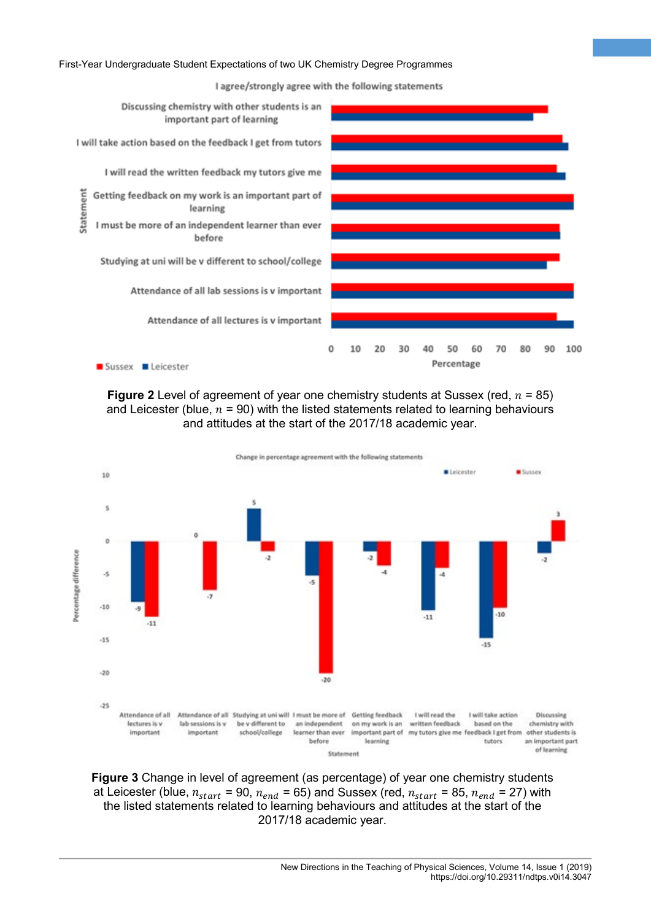**Figure 2** Level of agreement of year one chemistry students at Sussex (red, $n$ = 85) and Leicester (blue, $n$ = 90) with the listed statements related to learning behaviours and attitudes at the start of the 2017/18 academic year.

**Figure 3** Change in level of agreement (as percentage) of year one chemistry students at Leicester (blue, $n_{start}$ = 90, $n_{end}$ = 65) and Sussex (red, $n_{start}$ = 85, $n_{end}$ = 27) with the listed statements related to learning behaviours and attitudes at the start of the 2017/18 academic year.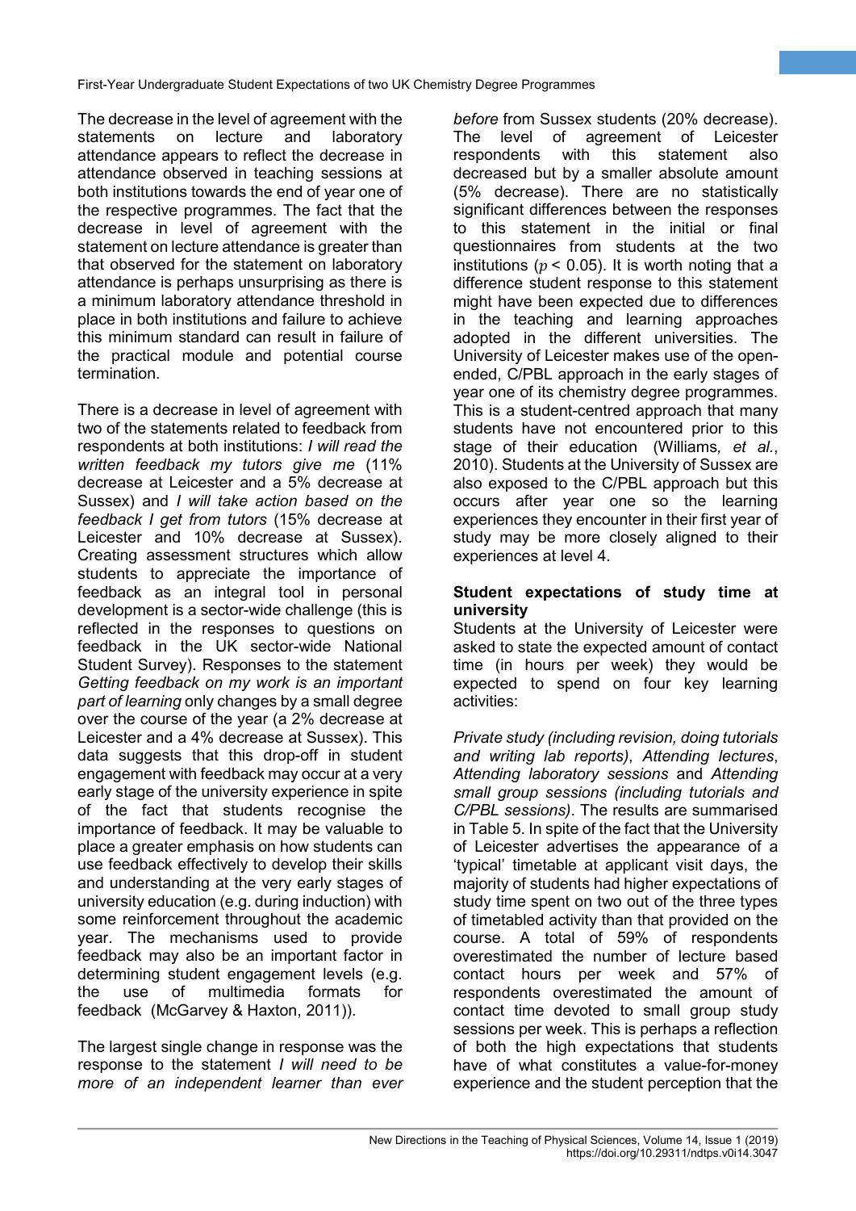The decrease in the level of agreement with the statements on lecture and laboratory attendance appears to reflect the decrease in attendance observed in teaching sessions at both institutions towards the end of year one of the respective programmes. The fact that the decrease in level of agreement with the statement on lecture attendance is greater than that observed for the statement on laboratory attendance is perhaps unsurprising as there is a minimum laboratory attendance threshold in place in both institutions and failure to achieve this minimum standard can result in failure of the practical module and potential course termination.

There is a decrease in level of agreement with two of the statements related to feedback from respondents at both institutions: *I will read the written feedback my tutors give me* (11% decrease at Leicester and a 5% decrease at Sussex) and *I will take action based on the feedback I get from tutors* (15% decrease at Leicester and 10% decrease at Sussex). Creating assessment structures which allow students to appreciate the importance of feedback as an integral tool in personal development is a sector-wide challenge (this is reflected in the responses to questions on feedback in the UK sector-wide National Student Survey). Responses to the statement *Getting feedback on my work is an important part of learning* only changes by a small degree over the course of the year (a 2% decrease at Leicester and a 4% decrease at Sussex). This data suggests that this drop-off in student engagement with feedback may occur at a very early stage of the university experience in spite of the fact that students recognise the importance of feedback. It may be valuable to place a greater emphasis on how students can use feedback effectively to develop their skills and understanding at the very early stages of university education (e.g. during induction) with some reinforcement throughout the academic year. The mechanisms used to provide feedback may also be an important factor in determining student engagement levels (e.g. the use of multimedia formats for feedback (McGarvey & Haxton, 2011)).

The largest single change in response was the response to the statement *I will need to be more of an independent learner than ever before* from Sussex students (20% decrease). The level of agreement of Leicester respondents with this statement also decreased but by a smaller absolute amount (5% decrease). There are no statistically significant differences between the responses to this statement in the initial or final questionnaires from students at the two institutions ($p < 0.05$). It is worth noting that a difference student response to this statement might have been expected due to differences in the teaching and learning approaches adopted in the different universities. The University of Leicester makes use of the open-ended, C/PBL approach in the early stages of year one of its chemistry degree programmes. This is a student-centred approach that many students have not encountered prior to this stage of their education (Williams, *et al.*, 2010). Students at the University of Sussex are also exposed to the C/PBL approach but this occurs after year one so the learning experiences they encounter in their first year of study may be more closely aligned to their experiences at level 4.

## Student expectations of study time at university

Students at the University of Leicester were asked to state the expected amount of contact time (in hours per week) they would be expected to spend on four key learning activities:

*Private study (including revision, doing tutorials and writing lab reports)*, *Attending lectures*, *Attending laboratory sessions* and *Attending small group sessions (including tutorials and C/PBL sessions)*. The results are summarised in Table 5. In spite of the fact that the University of Leicester advertises the appearance of a 'typical' timetable at applicant visit days, the majority of students had higher expectations of study time spent on two out of the three types of timetabled activity than that provided on the course. A total of 59% of respondents overestimated the number of lecture based contact hours per week and 57% of respondents overestimated the amount of contact time devoted to small group study sessions per week. This is perhaps a reflection of both the high expectations that students have of what constitutes a value-for-money experience and the student perception that the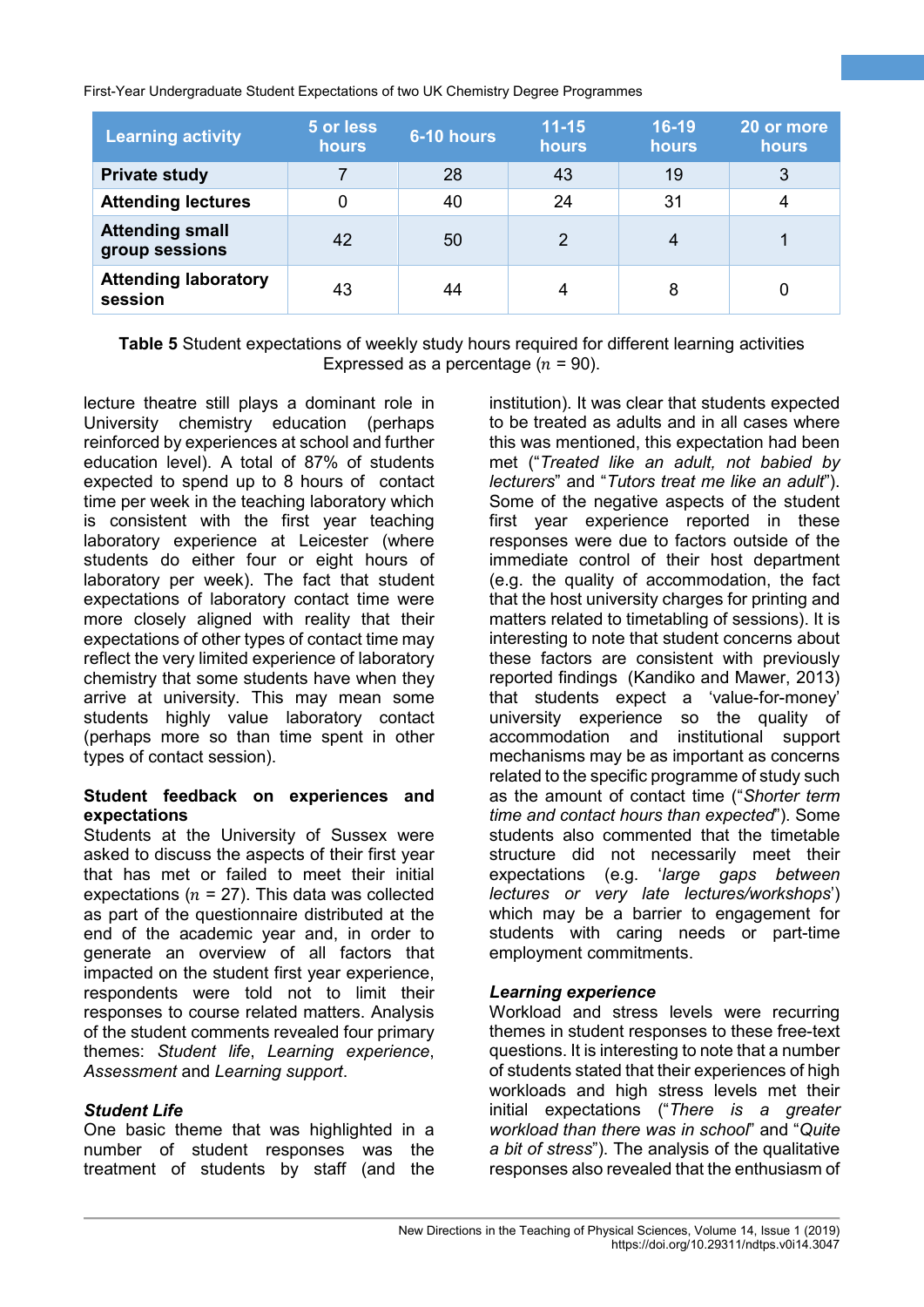| Learning activity | 5 or less hours | 6-10 hours | 11-15 hours | 16-19 hours | 20 or more hours |
|---|---|---|---|---|---|
| **Private study** | 7 | 28 | 43 | 19 | 3 |
| **Attending lectures** | 0 | 40 | 24 | 31 | 4 |
| **Attending small group sessions** | 42 | 50 | 2 | 4 | 1 |
| **Attending laboratory session** | 43 | 44 | 4 | 8 | 0 |

**Table 5** Student expectations of weekly study hours required for different learning activities Expressed as a percentage ($n$ = 90).

lecture theatre still plays a dominant role in University chemistry education (perhaps reinforced by experiences at school and further education level). A total of 87% of students expected to spend up to 8 hours of contact time per week in the teaching laboratory which is consistent with the first year teaching laboratory experience at Leicester (where students do either four or eight hours of laboratory per week). The fact that student expectations of laboratory contact time were more closely aligned with reality that their expectations of other types of contact time may reflect the very limited experience of laboratory chemistry that some students have when they arrive at university. This may mean some students highly value laboratory contact (perhaps more so than time spent in other types of contact session).

**Student feedback on experiences and expectations**

Students at the University of Sussex were asked to discuss the aspects of their first year that has met or failed to meet their initial expectations ($n$ = 27). This data was collected as part of the questionnaire distributed at the end of the academic year and, in order to generate an overview of all factors that impacted on the student first year experience, respondents were told not to limit their responses to course related matters. Analysis of the student comments revealed four primary themes: *Student life*, *Learning experience*, *Assessment* and *Learning support*.

***Student Life***

One basic theme that was highlighted in a number of student responses was the treatment of students by staff (and the institution). It was clear that students expected to be treated as adults and in all cases where this was mentioned, this expectation had been met ("*Treated like an adult, not babied by lecturers*" and "*Tutors treat me like an adult*"). Some of the negative aspects of the student first year experience reported in these responses were due to factors outside of the immediate control of their host department (e.g. the quality of accommodation, the fact that the host university charges for printing and matters related to timetabling of sessions). It is interesting to note that student concerns about these factors are consistent with previously reported findings (Kandiko and Mawer, 2013) that students expect a 'value-for-money' university experience so the quality of accommodation and institutional support mechanisms may be as important as concerns related to the specific programme of study such as the amount of contact time ("*Shorter term time and contact hours than expected*"). Some students also commented that the timetable structure did not necessarily meet their expectations (e.g. '*large gaps between lectures or very late lectures/workshops*') which may be a barrier to engagement for students with caring needs or part-time employment commitments.

***Learning experience***

Workload and stress levels were recurring themes in student responses to these free-text questions. It is interesting to note that a number of students stated that their experiences of high workloads and high stress levels met their initial expectations ("*There is a greater workload than there was in school*" and "*Quite a bit of stress*"). The analysis of the qualitative responses also revealed that the enthusiasm of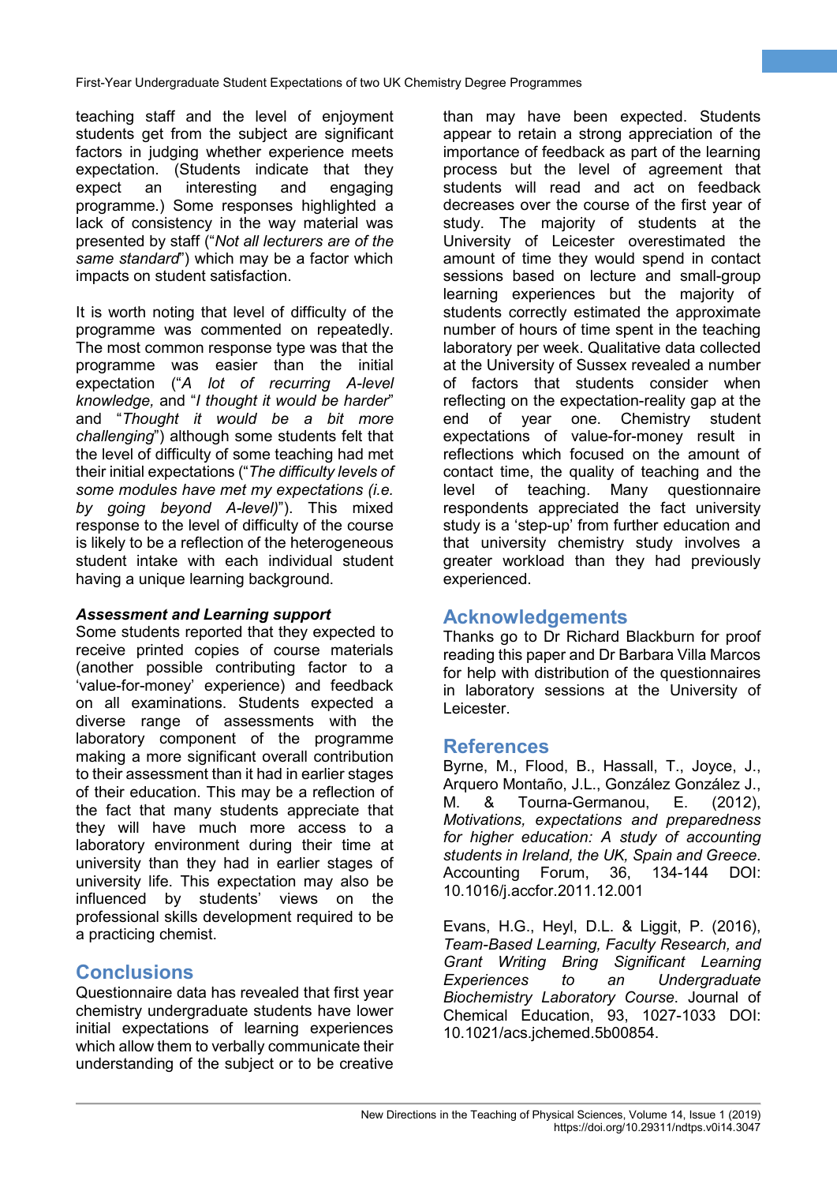teaching staff and the level of enjoyment students get from the subject are significant factors in judging whether experience meets expectation. (Students indicate that they expect an interesting and engaging programme.) Some responses highlighted a lack of consistency in the way material was presented by staff ("*Not all lecturers are of the same standard*") which may be a factor which impacts on student satisfaction.

It is worth noting that level of difficulty of the programme was commented on repeatedly. The most common response type was that the programme was easier than the initial expectation ("*A lot of recurring A-level knowledge,* and "*I thought it would be harder*" and "*Thought it would be a bit more challenging*") although some students felt that the level of difficulty of some teaching had met their initial expectations ("*The difficulty levels of some modules have met my expectations (i.e. by going beyond A-level)*"). This mixed response to the level of difficulty of the course is likely to be a reflection of the heterogeneous student intake with each individual student having a unique learning background.

### *Assessment and Learning support*

Some students reported that they expected to receive printed copies of course materials (another possible contributing factor to a 'value-for-money' experience) and feedback on all examinations. Students expected a diverse range of assessments with the laboratory component of the programme making a more significant overall contribution to their assessment than it had in earlier stages of their education. This may be a reflection of the fact that many students appreciate that they will have much more access to a laboratory environment during their time at university than they had in earlier stages of university life. This expectation may also be influenced by students' views on the professional skills development required to be a practicing chemist.

## Conclusions

Questionnaire data has revealed that first year chemistry undergraduate students have lower initial expectations of learning experiences which allow them to verbally communicate their understanding of the subject or to be creative than may have been expected. Students appear to retain a strong appreciation of the importance of feedback as part of the learning process but the level of agreement that students will read and act on feedback decreases over the course of the first year of study. The majority of students at the University of Leicester overestimated the amount of time they would spend in contact sessions based on lecture and small-group learning experiences but the majority of students correctly estimated the approximate number of hours of time spent in the teaching laboratory per week. Qualitative data collected at the University of Sussex revealed a number of factors that students consider when reflecting on the expectation-reality gap at the end of year one. Chemistry student expectations of value-for-money result in reflections which focused on the amount of contact time, the quality of teaching and the level of teaching. Many questionnaire respondents appreciated the fact university study is a 'step-up' from further education and that university chemistry study involves a greater workload than they had previously experienced.

## Acknowledgements

Thanks go to Dr Richard Blackburn for proof reading this paper and Dr Barbara Villa Marcos for help with distribution of the questionnaires in laboratory sessions at the University of Leicester.

## References

Byrne, M., Flood, B., Hassall, T., Joyce, J., Arquero Montaño, J.L., González González J., M. & Tourna-Germanou, E. (2012), *Motivations, expectations and preparedness for higher education: A study of accounting students in Ireland, the UK, Spain and Greece*. Accounting Forum, 36, 134-144 DOI: 10.1016/j.accfor.2011.12.001

Evans, H.G., Heyl, D.L. & Liggit, P. (2016), *Team-Based Learning, Faculty Research, and Grant Writing Bring Significant Learning Experiences to an Undergraduate Biochemistry Laboratory Course*. Journal of Chemical Education, 93, 1027-1033 DOI: 10.1021/acs.jchemed.5b00854.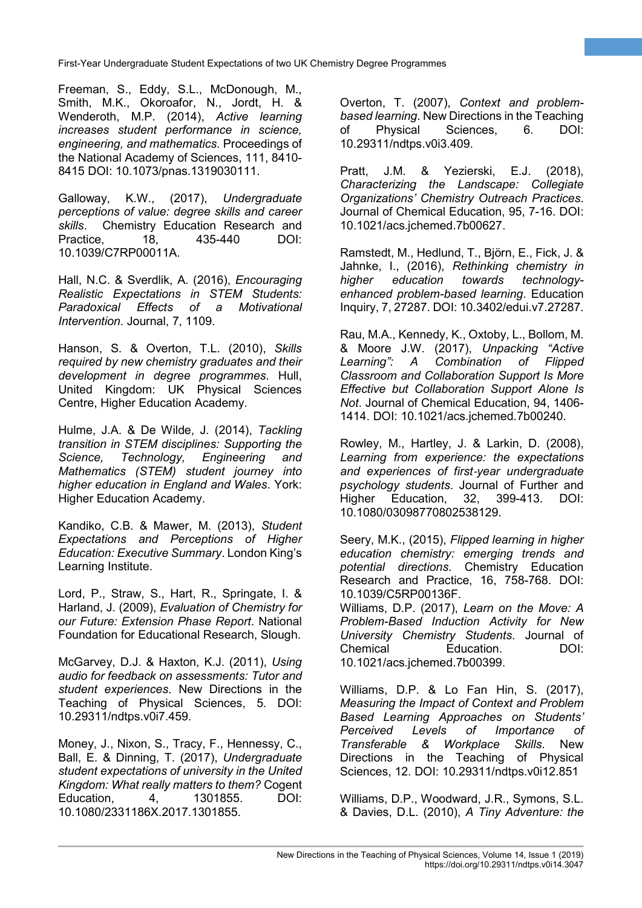Freeman, S., Eddy, S.L., McDonough, M., Smith, M.K., Okoroafor, N., Jordt, H. & Wenderoth, M.P. (2014), *Active learning increases student performance in science, engineering, and mathematics*. Proceedings of the National Academy of Sciences, 111, 8410-8415 DOI: 10.1073/pnas.1319030111.

Galloway, K.W., (2017), *Undergraduate perceptions of value: degree skills and career skills*. Chemistry Education Research and Practice, 18, 435-440 DOI: 10.1039/C7RP00011A.

Hall, N.C. & Sverdlik, A. (2016), *Encouraging Realistic Expectations in STEM Students: Paradoxical Effects of a Motivational Intervention*. Journal, 7, 1109.

Hanson, S. & Overton, T.L. (2010), *Skills required by new chemistry graduates and their development in degree programmes*. Hull, United Kingdom: UK Physical Sciences Centre, Higher Education Academy.

Hulme, J.A. & De Wilde, J. (2014), *Tackling transition in STEM disciplines: Supporting the Science, Technology, Engineering and Mathematics (STEM) student journey into higher education in England and Wales*. York: Higher Education Academy.

Kandiko, C.B. & Mawer, M. (2013), *Student Expectations and Perceptions of Higher Education: Executive Summary*. London King's Learning Institute.

Lord, P., Straw, S., Hart, R., Springate, I. & Harland, J. (2009), *Evaluation of Chemistry for our Future: Extension Phase Report*. National Foundation for Educational Research, Slough.

McGarvey, D.J. & Haxton, K.J. (2011), *Using audio for feedback on assessments: Tutor and student experiences*. New Directions in the Teaching of Physical Sciences, 5. DOI: 10.29311/ndtps.v0i7.459.

Money, J., Nixon, S., Tracy, F., Hennessy, C., Ball, E. & Dinning, T. (2017), *Undergraduate student expectations of university in the United Kingdom: What really matters to them?* Cogent Education, 4, 1301855. DOI: 10.1080/2331186X.2017.1301855.

Overton, T. (2007), *Context and problem-based learning*. New Directions in the Teaching of Physical Sciences, 6. DOI: 10.29311/ndtps.v0i3.409.

Pratt, J.M. & Yezierski, E.J. (2018), *Characterizing the Landscape: Collegiate Organizations' Chemistry Outreach Practices*. Journal of Chemical Education, 95, 7-16. DOI: 10.1021/acs.jchemed.7b00627.

Ramstedt, M., Hedlund, T., Björn, E., Fick, J. & Jahnke, I., (2016), *Rethinking chemistry in higher education towards technology-enhanced problem-based learning*. Education Inquiry, 7, 27287. DOI: 10.3402/edui.v7.27287.

Rau, M.A., Kennedy, K., Oxtoby, L., Bollom, M. & Moore J.W. (2017), *Unpacking "Active Learning": A Combination of Flipped Classroom and Collaboration Support Is More Effective but Collaboration Support Alone Is Not*. Journal of Chemical Education, 94, 1406-1414. DOI: 10.1021/acs.jchemed.7b00240.

Rowley, M., Hartley, J. & Larkin, D. (2008), *Learning from experience: the expectations and experiences of first-year undergraduate psychology students*. Journal of Further and Higher Education, 32, 399-413. DOI: 10.1080/03098770802538129.

Seery, M.K., (2015), *Flipped learning in higher education chemistry: emerging trends and potential directions*. Chemistry Education Research and Practice, 16, 758-768. DOI: 10.1039/C5RP00136F.

Williams, D.P. (2017), *Learn on the Move: A Problem-Based Induction Activity for New University Chemistry Students*. Journal of Chemical Education. DOI: 10.1021/acs.jchemed.7b00399.

Williams, D.P. & Lo Fan Hin, S. (2017), *Measuring the Impact of Context and Problem Based Learning Approaches on Students' Perceived Levels of Importance of Transferable & Workplace Skills*. New Directions in the Teaching of Physical Sciences, 12. DOI: 10.29311/ndtps.v0i12.851

Williams, D.P., Woodward, J.R., Symons, S.L. & Davies, D.L. (2010), *A Tiny Adventure: the*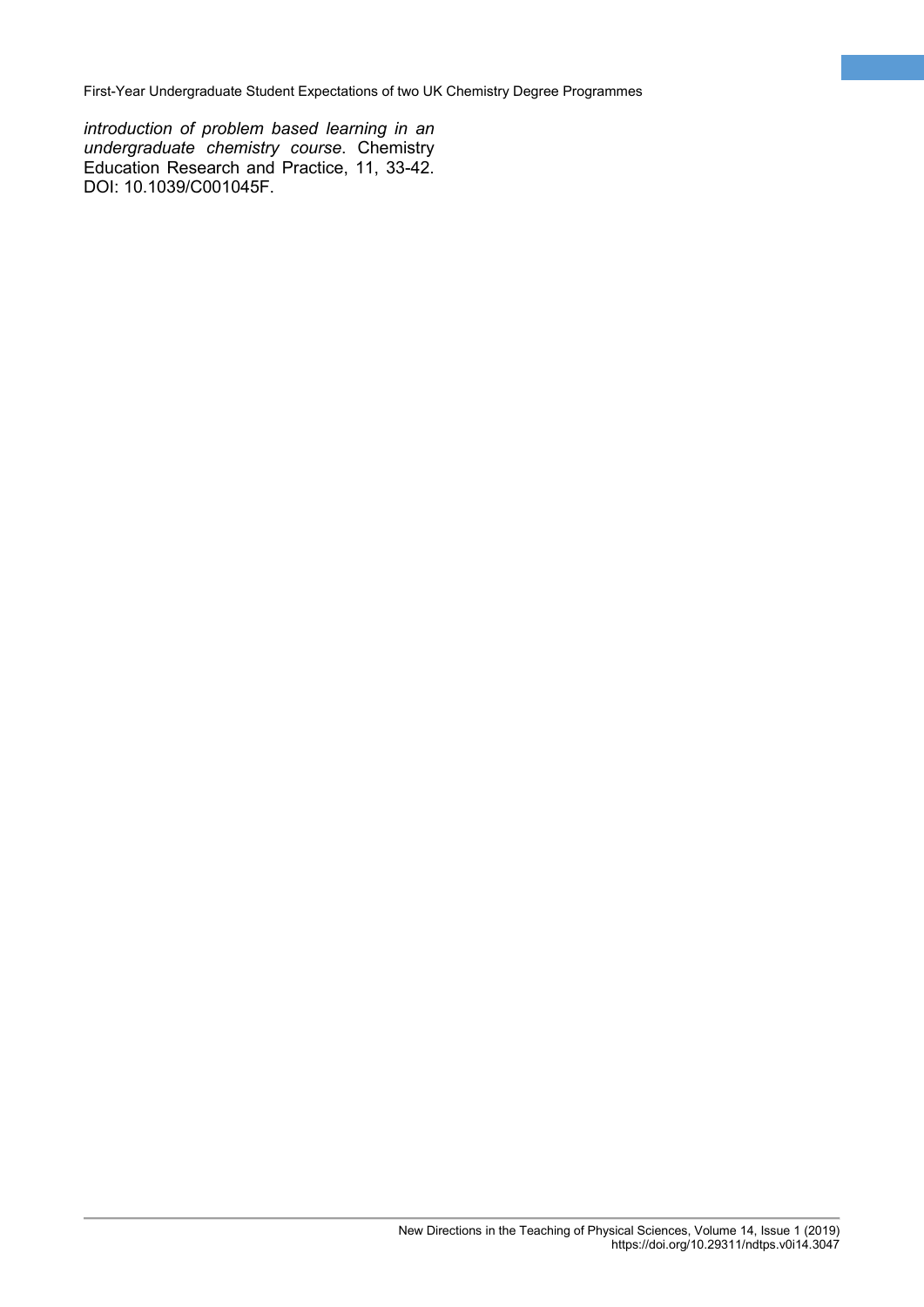*introduction of problem based learning in an undergraduate chemistry course*. Chemistry Education Research and Practice, 11, 33-42. DOI: 10.1039/C001045F.